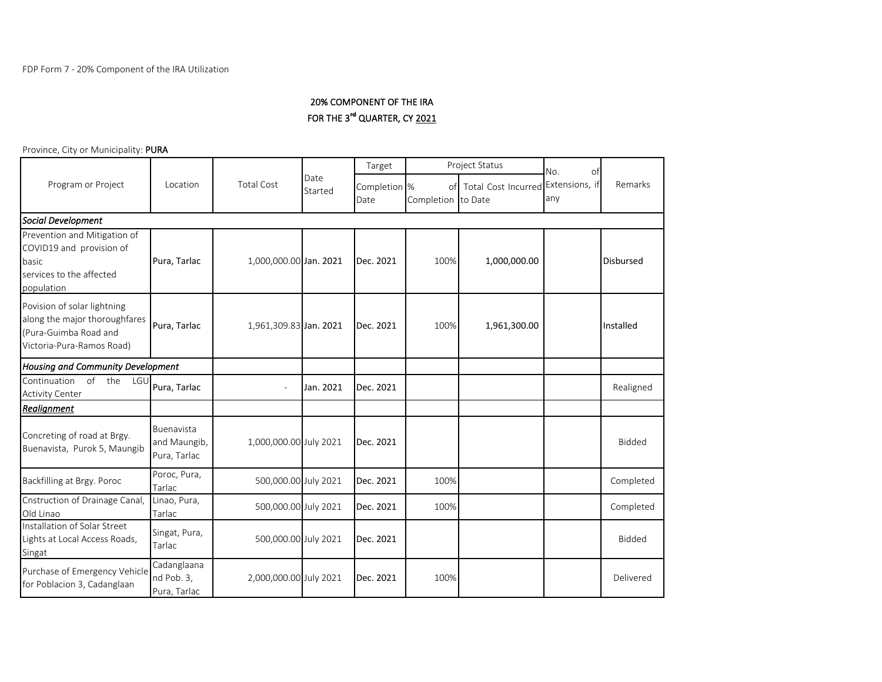FDP Form 7 - 20% Component of the IRA Utilization

**20% COMPONENT OF THE IRA**
**FOR THE 3rd QUARTER, CY 2021**

Province, City or Municipality: **PURA**

| Program or Project | Location | Total Cost | Date Started | Target | Project Status | | No. of Extensions, if any | Remarks |
|---|---|---|---|---|---|---|---|---|
| | | | | Completion Date | % of Completion | Total Cost Incurred to Date | | |
| ***Social Development*** | | | | | | | | |
| Prevention and Mitigation of COVID19 and provision of basic services to the affected population | Pura, Tarlac | 1,000,000.00 | Jan. 2021 | Dec. 2021 | 100% | 1,000,000.00 | | Disbursed |
| Povision of solar lightning along the major thoroughfares (Pura-Guimba Road and Victoria-Pura-Ramos Road) | Pura, Tarlac | 1,961,309.83 | Jan. 2021 | Dec. 2021 | 100% | 1,961,300.00 | | Installed |
| ***Housing and Community Development*** | | | | | | | | |
| Continuation of the LGU Activity Center | Pura, Tarlac | - | Jan. 2021 | Dec. 2021 | | | | Realigned |
| ***Realignment*** | | | | | | | | |
| Concreting of road at Brgy. Buenavista, Purok 5, Maungib | Buenavista and Maungib, Pura, Tarlac | 1,000,000.00 | July 2021 | Dec. 2021 | | | | Bidded |
| Backfilling at Brgy. Poroc | Poroc, Pura, Tarlac | 500,000.00 | July 2021 | Dec. 2021 | 100% | | | Completed |
| Cnstruction of Drainage Canal, Old Linao | Linao, Pura, Tarlac | 500,000.00 | July 2021 | Dec. 2021 | 100% | | | Completed |
| Installation of Solar Street Lights at Local Access Roads, Singat | Singat, Pura, Tarlac | 500,000.00 | July 2021 | Dec. 2021 | | | | Bidded |
| Purchase of Emergency Vehicle for Poblacion 3, Cadanglaan | Cadanglaana nd Pob. 3, Pura, Tarlac | 2,000,000.00 | July 2021 | Dec. 2021 | 100% | | | Delivered |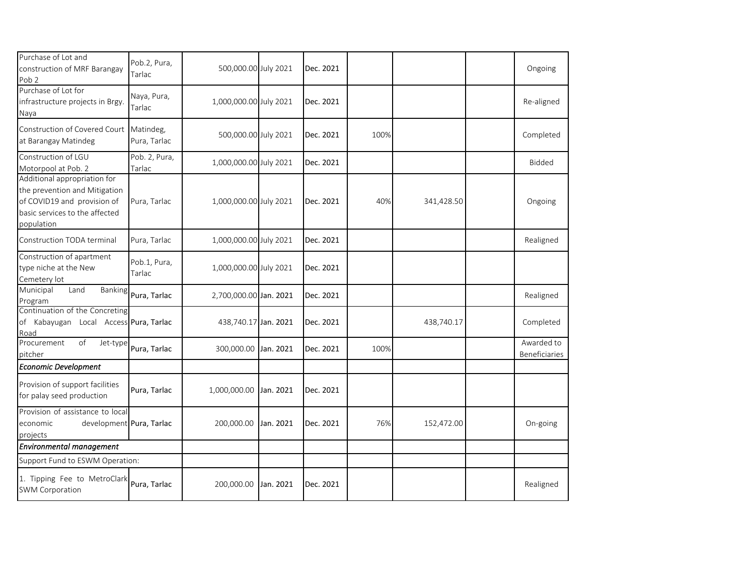| | | | | | | | | |
|---|---|---|---|---|---|---|---|---|
| Purchase of Lot and construction of MRF Barangay Pob 2 | Pob.2, Pura, Tarlac | 500,000.00 | July 2021 | Dec. 2021 | | | | Ongoing |
| Purchase of Lot for infrastructure projects in Brgy. Naya | Naya, Pura, Tarlac | 1,000,000.00 | July 2021 | Dec. 2021 | | | | Re-aligned |
| Construction of Covered Court at Barangay Matindeg | Matindeg, Pura, Tarlac | 500,000.00 | July 2021 | Dec. 2021 | 100% | | | Completed |
| Construction of LGU Motorpool at Pob. 2 | Pob. 2, Pura, Tarlac | 1,000,000.00 | July 2021 | Dec. 2021 | | | | Bidded |
| Additional appropriation for the prevention and Mitigation of COVID19 and provision of basic services to the affected population | Pura, Tarlac | 1,000,000.00 | July 2021 | Dec. 2021 | 40% | 341,428.50 | | Ongoing |
| Construction TODA terminal | Pura, Tarlac | 1,000,000.00 | July 2021 | Dec. 2021 | | | | Realigned |
| Construction of apartment type niche at the New Cemetery lot | Pob.1, Pura, Tarlac | 1,000,000.00 | July 2021 | Dec. 2021 | | | | |
| Municipal Land Banking Program | Pura, Tarlac | 2,700,000.00 | Jan. 2021 | Dec. 2021 | | | | Realigned |
| Continuation of the Concreting of Kabayugan Local Access Road | Pura, Tarlac | 438,740.17 | Jan. 2021 | Dec. 2021 | | 438,740.17 | | Completed |
| Procurement of Jet-type pitcher | Pura, Tarlac | 300,000.00 | Jan. 2021 | Dec. 2021 | 100% | | | Awarded to Beneficiaries |
| ***Economic Development*** | | | | | | | | |
| Provision of support facilities for palay seed production | Pura, Tarlac | 1,000,000.00 | Jan. 2021 | Dec. 2021 | | | | |
| Provision of assistance to local economic development projects | Pura, Tarlac | 200,000.00 | Jan. 2021 | Dec. 2021 | 76% | 152,472.00 | | On-going |
| ***Environmental management*** | | | | | | | | |
| Support Fund to ESWM Operation: | | | | | | | | |
| 1. Tipping Fee to MetroClark SWM Corporation | Pura, Tarlac | 200,000.00 | Jan. 2021 | Dec. 2021 | | | | Realigned |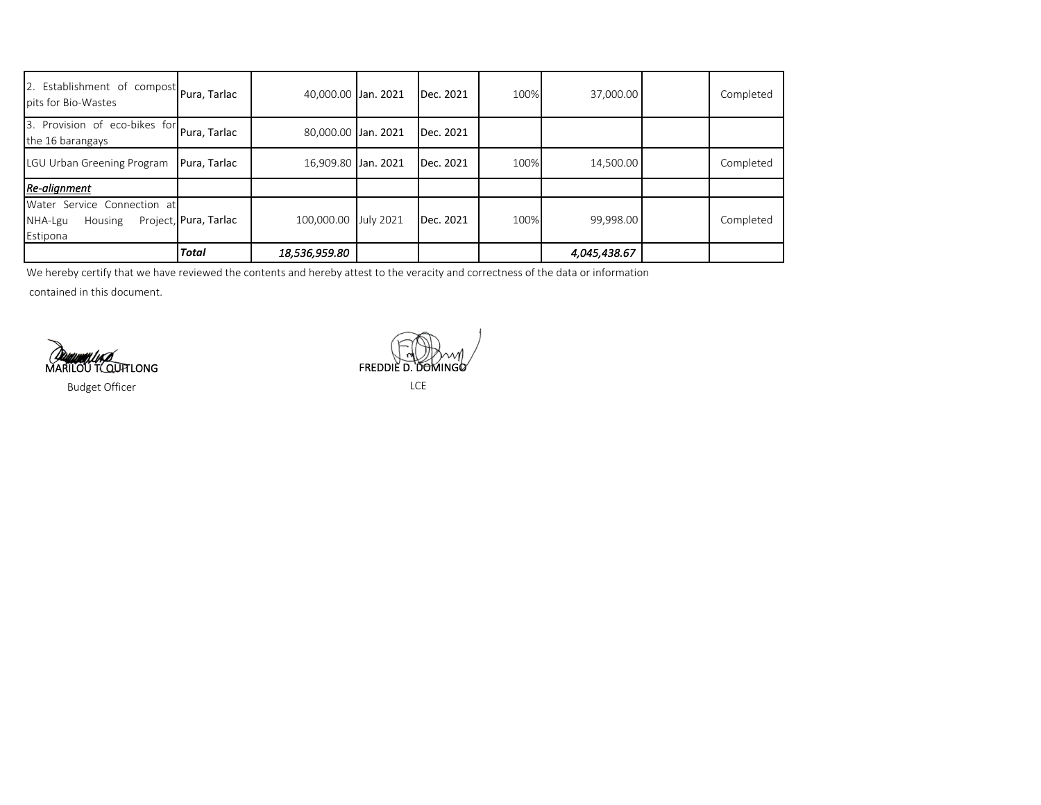| | | | | | | | | |
|---|---|---|---|---|---|---|---|---|
| 2. Establishment of compost pits for Bio-Wastes | Pura, Tarlac | 40,000.00 | Jan. 2021 | Dec. 2021 | 100% | 37,000.00 | | Completed |
| 3. Provision of eco-bikes for the 16 barangays | Pura, Tarlac | 80,000.00 | Jan. 2021 | Dec. 2021 | | | | |
| LGU Urban Greening Program | Pura, Tarlac | 16,909.80 | Jan. 2021 | Dec. 2021 | 100% | 14,500.00 | | Completed |
| ***Re-alignment*** | | | | | | | | |
| Water Service Connection at NHA-Lgu Housing Project, Estipona | Pura, Tarlac | 100,000.00 | July 2021 | Dec. 2021 | 100% | 99,998.00 | | Completed |
| | ***Total*** | *18,536,959.80* | | | | *4,045,438.67* | | |

We hereby certify that we have reviewed the contents and hereby attest to the veracity and correctness of the data or information contained in this document.

MARILOU T. QUITLONG
Budget Officer

FREDDIE D. DOMINGO
LCE